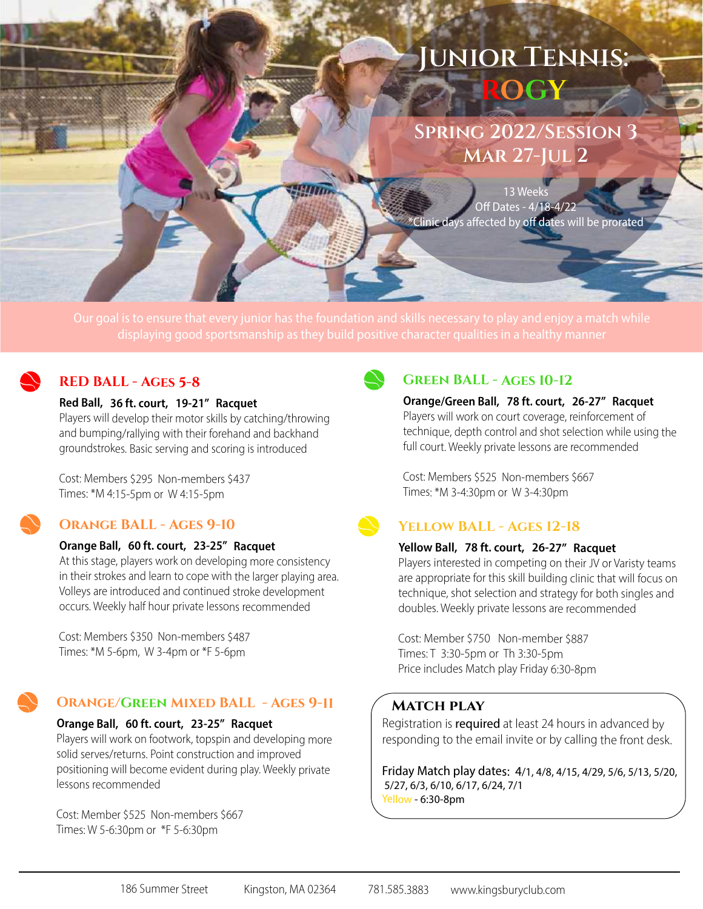# Junior Tennis: ROGY

## Spring 2022/Session 3
## Mar 27-Jul 2

13 Weeks
Off Dates - 4/18-4/22
*Clinic days affected by off dates will be prorated

Our goal is to ensure that every junior has the foundation and skills necessary to play and enjoy a match while displaying good sportsmanship as they build positive character qualities in a healthy manner

### RED BALL - Ages 5-8

**Red Ball, 36 ft. court, 19-21" Racquet**
Players will develop their motor skills by catching/throwing and bumping/rallying with their forehand and backhand groundstrokes. Basic serving and scoring is introduced

Cost: Members $295 Non-members $437
Times: *M 4:15-5pm or W 4:15-5pm

### Orange Ball - Ages 9-10

**Orange Ball, 60 ft. court, 23-25" Racquet**
At this stage, players work on developing more consistency in their strokes and learn to cope with the larger playing area. Volleys are introduced and continued stroke development occurs. Weekly half hour private lessons recommended

Cost: Members $350 Non-members $487
Times: *M 5-6pm, W 3-4pm or *F 5-6pm

### Orange/Green Mixed Ball - Ages 9-11

**Orange Ball, 60 ft. court, 23-25" Racquet**
Players will work on footwork, topspin and developing more solid serves/returns. Point construction and improved positioning will become evident during play. Weekly private lessons recommended

Cost: Member $525 Non-members $667
Times: W 5-6:30pm or *F 5-6:30pm

### Green Ball - Ages 10-12

**Orange/Green Ball, 78 ft. court, 26-27" Racquet**
Players will work on court coverage, reinforcement of technique, depth control and shot selection while using the full court. Weekly private lessons are recommended

Cost: Members $525 Non-members $667
Times: *M 3-4:30pm or W 3-4:30pm

### Yellow Ball - Ages 12-18

**Yellow Ball, 78 ft. court, 26-27" Racquet**
Players interested in competing on their JV or Varisty teams are appropriate for this skill building clinic that will focus on technique, shot selection and strategy for both singles and doubles. Weekly private lessons are recommended

Cost: Member $750 Non-member $887
Times: T 3:30-5pm or Th 3:30-5pm
Price includes Match play Friday 6:30-8pm

### Match Play

Registration is **required** at least 24 hours in advanced by responding to the email invite or by calling the front desk.

Friday Match play dates: 4/1, 4/8, 4/15, 4/29, 5/6, 5/13, 5/20, 5/27, 6/3, 6/10, 6/17, 6/24, 7/1
Yellow - 6:30-8pm

186 Summer Street Kingston, MA 02364 781.585.3883 www.kingsburyclub.com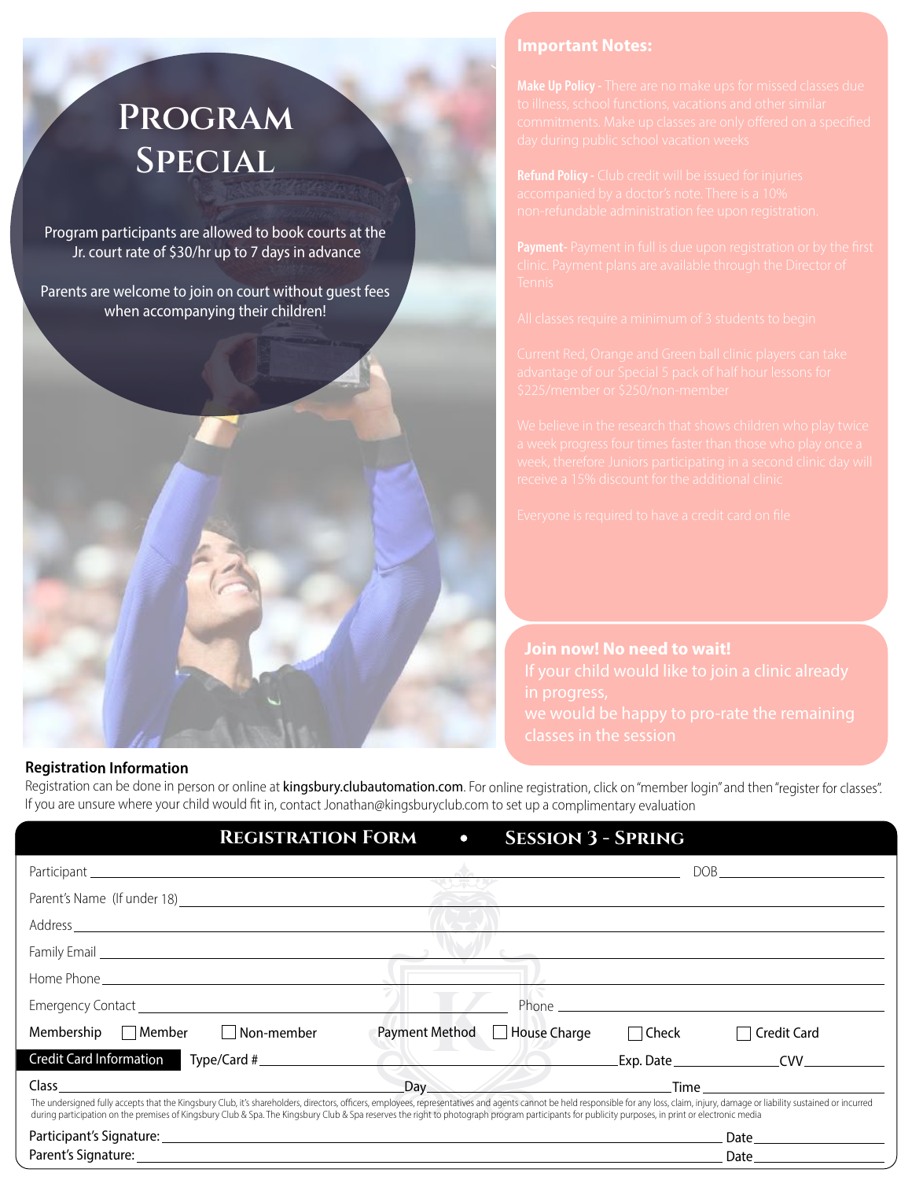# Program Special

Program participants are allowed to book courts at the Jr. court rate of $30/hr up to 7 days in advance

Parents are welcome to join on court without guest fees when accompanying their children!

## Important Notes:

**Make Up Policy -** There are no make ups for missed classes due to illness, school functions, vacations and other similar commitments. Make up classes are only offered on a specified day during public school vacation weeks

**Refund Policy -** Club credit will be issued for injuries accompanied by a doctor's note. There is a 10% non-refundable administration fee upon registration.

**Payment-** Payment in full is due upon registration or by the first clinic. Payment plans are available through the Director of Tennis

All classes require a minimum of 3 students to begin

Current Red, Orange and Green ball clinic players can take advantage of our Special 5 pack of half hour lessons for $225/member or $250/non-member

We believe in the research that shows children who play twice a week progress four times faster than those who play once a week, therefore Juniors participating in a second clinic day will receive a 15% discount for the additional clinic

Everyone is required to have a credit card on file

**Join now! No need to wait!**
If your child would like to join a clinic already in progress,
we would be happy to pro-rate the remaining classes in the session

### Registration Information

Registration can be done in person or online at **kingsbury.clubautomation.com**. For online registration, click on "member login" and then "register for classes". If you are unsure where your child would fit in, contact Jonathan@kingsburyclub.com to set up a complimentary evaluation

## Registration Form • Session 3 - Spring

Participant ______________________________ DOB ______________

Parent's Name (If under 18) ______________________________

Address ______________________________

Family Email ______________________________

Home Phone ______________________________

Emergency Contact ______________________________ Phone ______________

Membership ☐ Member ☐ Non-member Payment Method ☐ House Charge ☐ Check ☐ Credit Card

Credit Card Information Type/Card # ______________________________ Exp. Date ______________ CVV ______________

Class ______________________________ Day ______________ Time ______________

The undersigned fully accepts that the Kingsbury Club, it's shareholders, directors, officers, employees, representatives and agents cannot be held responsible for any loss, claim, injury, damage or liability sustained or incurred during participation on the premises of Kingsbury Club & Spa. The Kingsbury Club & Spa reserves the right to photograph program participants for publicity purposes, in print or electronic media

Participant's Signature: ______________________________ Date ______________

Parent's Signature: ______________________________ Date ______________